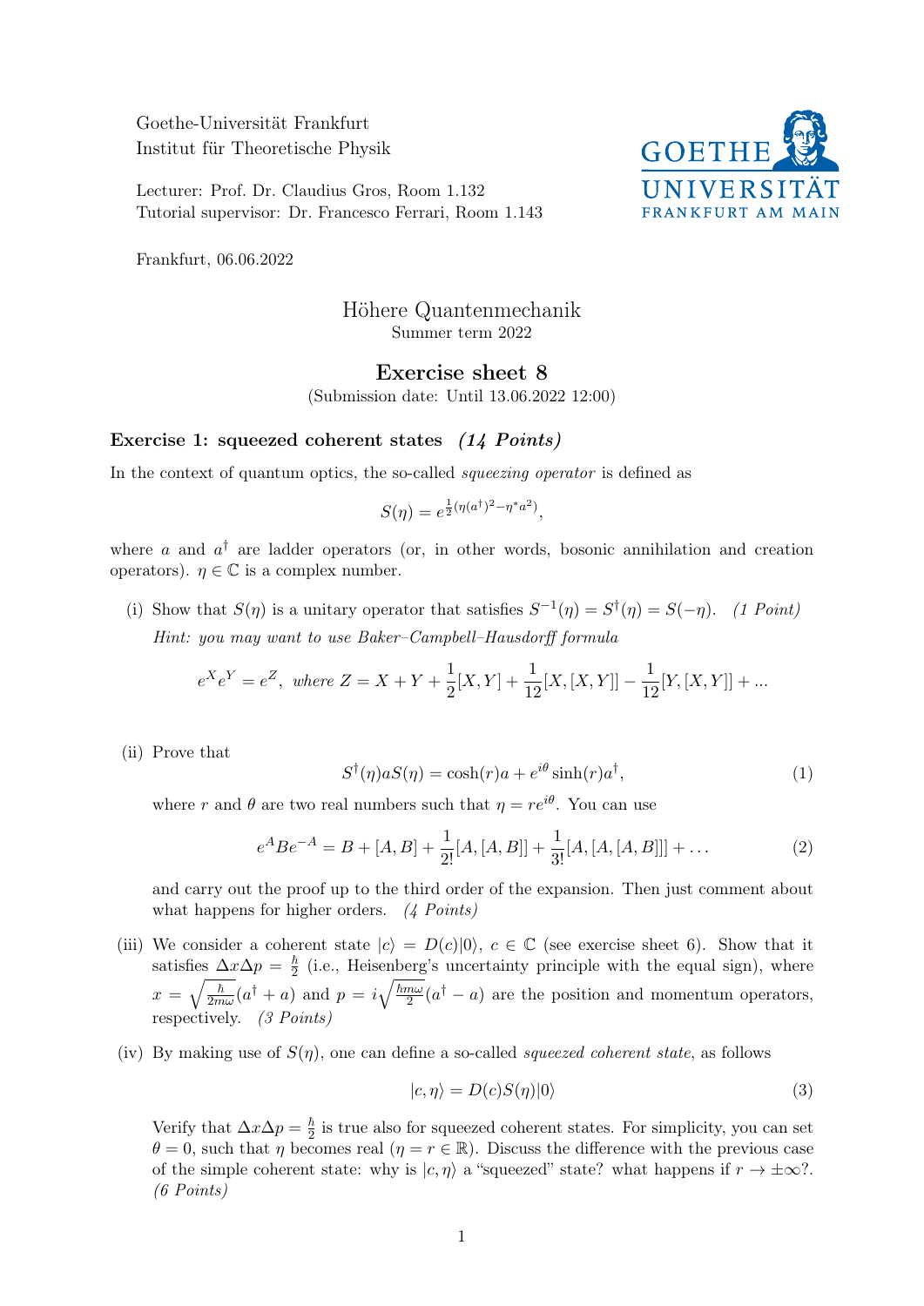Goethe-Universität Frankfurt
Institut für Theoretische Physik

Lecturer: Prof. Dr. Claudius Gros, Room 1.132
Tutorial supervisor: Dr. Francesco Ferrari, Room 1.143

Frankfurt, 06.06.2022

# Höhere Quantenmechanik

Summer term 2022

## Exercise sheet 8

(Submission date: Until 13.06.2022 12:00)

### Exercise 1: squeezed coherent states *(14 Points)*

In the context of quantum optics, the so-called *squeezing operator* is defined as

$$S(\eta) = e^{\frac{1}{2}(\eta(a^\dagger)^2 - \eta^* a^2)},$$

where $a$ and $a^\dagger$ are ladder operators (or, in other words, bosonic annihilation and creation operators). $\eta \in \mathbb{C}$ is a complex number.

(i) Show that $S(\eta)$ is a unitary operator that satisfies $S^{-1}(\eta) = S^\dagger(\eta) = S(-\eta)$. *(1 Point)*
*Hint: you may want to use Baker–Campbell–Hausdorff formula*

$$e^X e^Y = e^Z, \text{ where } Z = X + Y + \frac{1}{2}[X,Y] + \frac{1}{12}[X,[X,Y]] - \frac{1}{12}[Y,[X,Y]] + ...$$

(ii) Prove that

$$S^\dagger(\eta) a S(\eta) = \cosh(r) a + e^{i\theta} \sinh(r) a^\dagger, \tag{1}$$

where $r$ and $\theta$ are two real numbers such that $\eta = re^{i\theta}$. You can use

$$e^A B e^{-A} = B + [A,B] + \frac{1}{2!}[A,[A,B]] + \frac{1}{3!}[A,[A,[A,B]]] + \dots \tag{2}$$

and carry out the proof up to the third order of the expansion. Then just comment about what happens for higher orders. *(4 Points)*

(iii) We consider a coherent state $|c\rangle = D(c)|0\rangle$, $c \in \mathbb{C}$ (see exercise sheet 6). Show that it satisfies $\Delta x \Delta p = \frac{\hbar}{2}$ (i.e., Heisenberg's uncertainty principle with the equal sign), where $x = \sqrt{\frac{\hbar}{2m\omega}}(a^\dagger + a)$ and $p = i\sqrt{\frac{\hbar m\omega}{2}}(a^\dagger - a)$ are the position and momentum operators, respectively. *(3 Points)*

(iv) By making use of $S(\eta)$, one can define a so-called *squeezed coherent state*, as follows

$$|c, \eta\rangle = D(c) S(\eta)|0\rangle \tag{3}$$

Verify that $\Delta x \Delta p = \frac{\hbar}{2}$ is true also for squeezed coherent states. For simplicity, you can set $\theta = 0$, such that $\eta$ becomes real ($\eta = r \in \mathbb{R}$). Discuss the difference with the previous case of the simple coherent state: why is $|c, \eta\rangle$ a "squeezed" state? what happens if $r \to \pm\infty$?. *(6 Points)*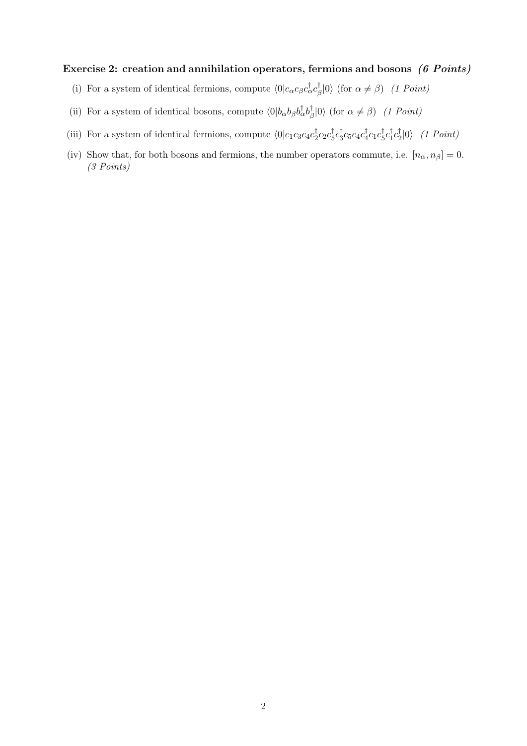### Exercise 2: creation and annihilation operators, fermions and bosons *(6 Points)*

(i) For a system of identical fermions, compute $\langle 0|c_\alpha c_\beta c_\alpha^\dagger c_\beta^\dagger|0\rangle$ (for $\alpha \neq \beta$) *(1 Point)*

(ii) For a system of identical bosons, compute $\langle 0|b_\alpha b_\beta b_\alpha^\dagger b_\beta^\dagger|0\rangle$ (for $\alpha \neq \beta$) *(1 Point)*

(iii) For a system of identical fermions, compute $\langle 0|c_1 c_3 c_4 c_2^\dagger c_2 c_5^\dagger c_3^\dagger c_5 c_4 c_4^\dagger c_1 c_5^\dagger c_1^\dagger c_2^\dagger|0\rangle$ *(1 Point)*

(iv) Show that, for both bosons and fermions, the number operators commute, i.e. $[n_\alpha, n_\beta] = 0$. *(3 Points)*